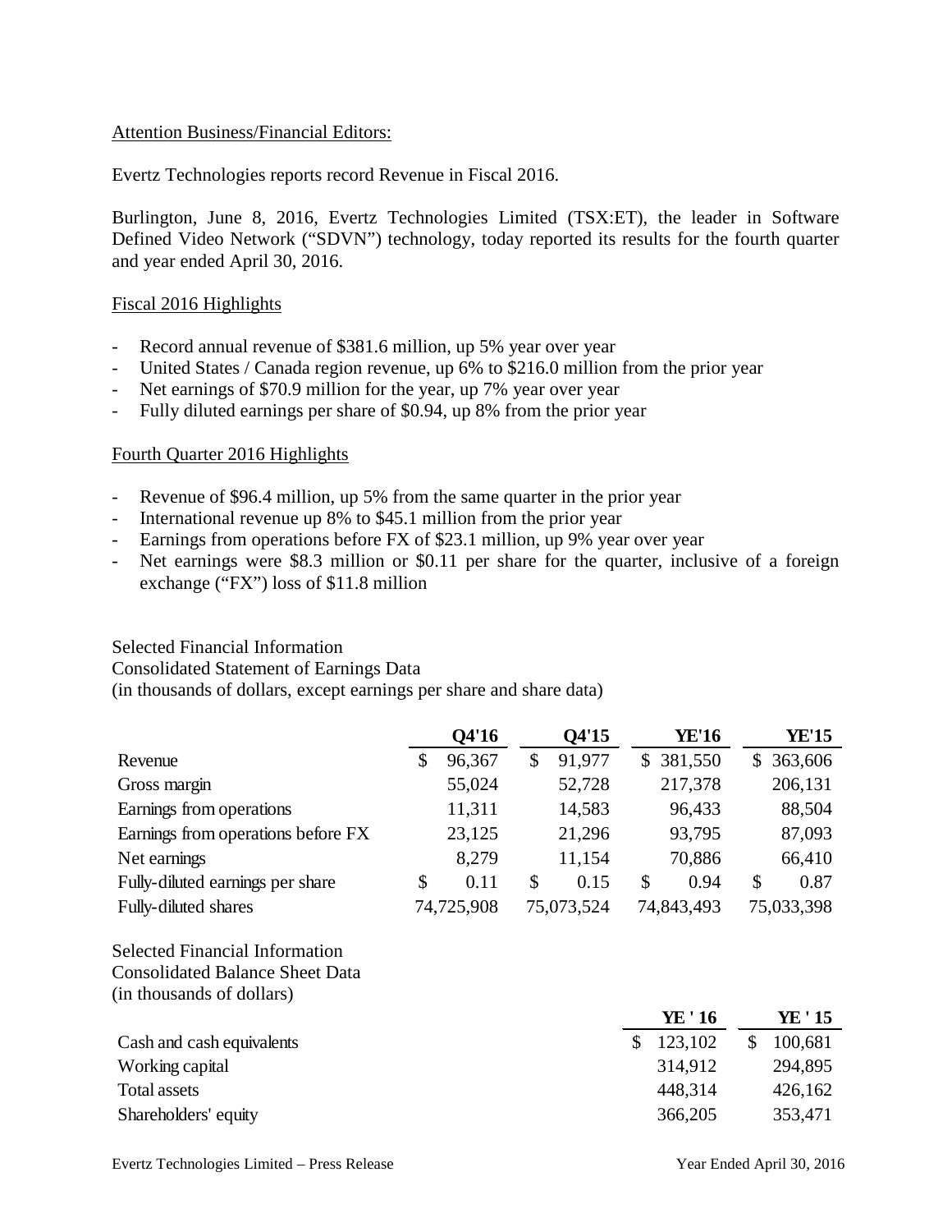Attention Business/Financial Editors:

Evertz Technologies reports record Revenue in Fiscal 2016.

Burlington, June 8, 2016, Evertz Technologies Limited (TSX:ET), the leader in Software Defined Video Network ("SDVN") technology, today reported its results for the fourth quarter and year ended April 30, 2016.

## Fiscal 2016 Highlights

- Record annual revenue of $381.6 million, up 5% year over year
- United States / Canada region revenue, up 6% to $216.0 million from the prior year
- Net earnings of $70.9 million for the year, up 7% year over year
- Fully diluted earnings per share of $0.94, up 8% from the prior year

## Fourth Quarter 2016 Highlights

- Revenue of $96.4 million, up 5% from the same quarter in the prior year
- International revenue up 8% to $45.1 million from the prior year
- Earnings from operations before FX of $23.1 million, up 9% year over year
- Net earnings were $8.3 million or $0.11 per share for the quarter, inclusive of a foreign exchange ("FX") loss of $11.8 million

Selected Financial Information
Consolidated Statement of Earnings Data
(in thousands of dollars, except earnings per share and share data)

| | Q4'16 | Q4'15 | YE'16 | YE'15 |
|---|---|---|---|---|
| Revenue | $ 96,367 | $ 91,977 | $ 381,550 | $ 363,606 |
| Gross margin | 55,024 | 52,728 | 217,378 | 206,131 |
| Earnings from operations | 11,311 | 14,583 | 96,433 | 88,504 |
| Earnings from operations before FX | 23,125 | 21,296 | 93,795 | 87,093 |
| Net earnings | 8,279 | 11,154 | 70,886 | 66,410 |
| Fully-diluted earnings per share | $ 0.11 | $ 0.15 | $ 0.94 | $ 0.87 |
| Fully-diluted shares | 74,725,908 | 75,073,524 | 74,843,493 | 75,033,398 |

Selected Financial Information
Consolidated Balance Sheet Data
(in thousands of dollars)

| | YE ' 16 | YE ' 15 |
|---|---|---|
| Cash and cash equivalents | $ 123,102 | $ 100,681 |
| Working capital | 314,912 | 294,895 |
| Total assets | 448,314 | 426,162 |
| Shareholders' equity | 366,205 | 353,471 |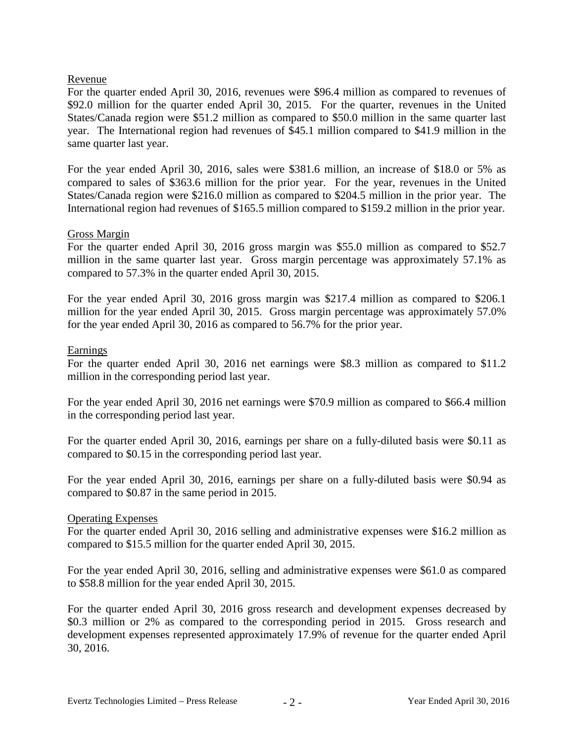## Revenue

For the quarter ended April 30, 2016, revenues were $96.4 million as compared to revenues of $92.0 million for the quarter ended April 30, 2015. For the quarter, revenues in the United States/Canada region were $51.2 million as compared to $50.0 million in the same quarter last year. The International region had revenues of $45.1 million compared to $41.9 million in the same quarter last year.

For the year ended April 30, 2016, sales were $381.6 million, an increase of $18.0 or 5% as compared to sales of $363.6 million for the prior year. For the year, revenues in the United States/Canada region were $216.0 million as compared to $204.5 million in the prior year. The International region had revenues of $165.5 million compared to $159.2 million in the prior year.

## Gross Margin

For the quarter ended April 30, 2016 gross margin was $55.0 million as compared to $52.7 million in the same quarter last year. Gross margin percentage was approximately 57.1% as compared to 57.3% in the quarter ended April 30, 2015.

For the year ended April 30, 2016 gross margin was $217.4 million as compared to $206.1 million for the year ended April 30, 2015. Gross margin percentage was approximately 57.0% for the year ended April 30, 2016 as compared to 56.7% for the prior year.

## Earnings

For the quarter ended April 30, 2016 net earnings were $8.3 million as compared to $11.2 million in the corresponding period last year.

For the year ended April 30, 2016 net earnings were $70.9 million as compared to $66.4 million in the corresponding period last year.

For the quarter ended April 30, 2016, earnings per share on a fully-diluted basis were $0.11 as compared to $0.15 in the corresponding period last year.

For the year ended April 30, 2016, earnings per share on a fully-diluted basis were $0.94 as compared to $0.87 in the same period in 2015.

## Operating Expenses

For the quarter ended April 30, 2016 selling and administrative expenses were $16.2 million as compared to $15.5 million for the quarter ended April 30, 2015.

For the year ended April 30, 2016, selling and administrative expenses were $61.0 as compared to $58.8 million for the year ended April 30, 2015.

For the quarter ended April 30, 2016 gross research and development expenses decreased by $0.3 million or 2% as compared to the corresponding period in 2015. Gross research and development expenses represented approximately 17.9% of revenue for the quarter ended April 30, 2016.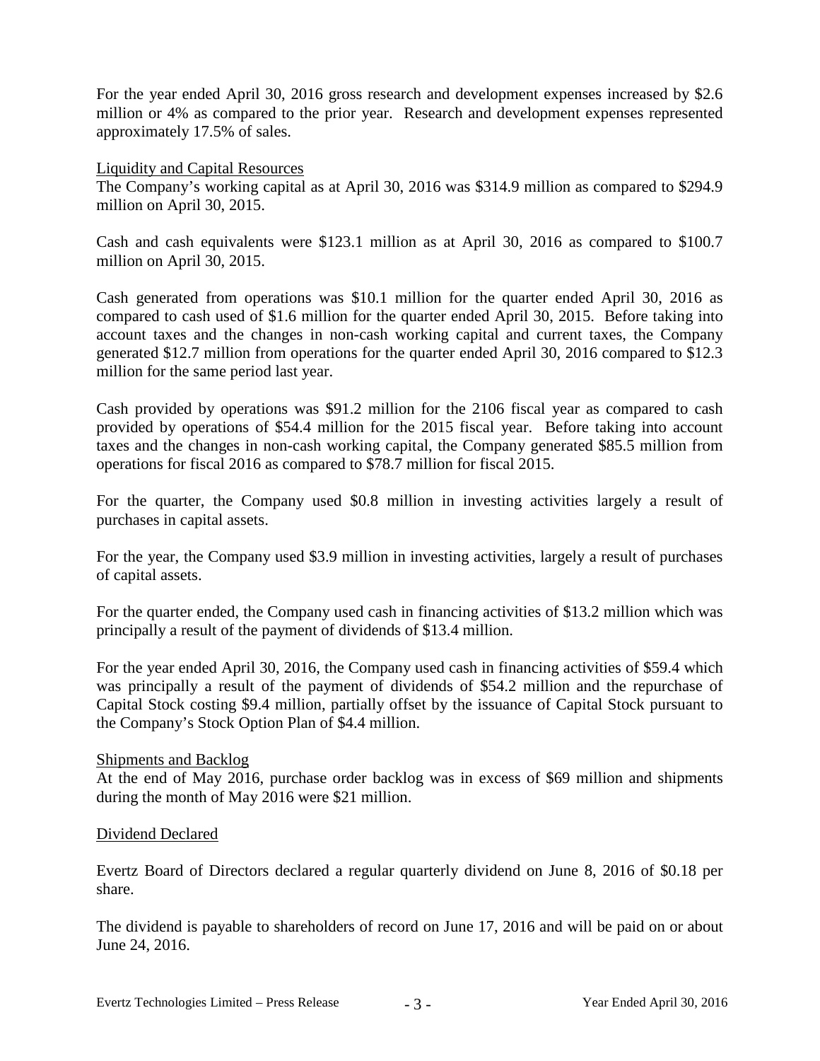For the year ended April 30, 2016 gross research and development expenses increased by $2.6 million or 4% as compared to the prior year. Research and development expenses represented approximately 17.5% of sales.

## Liquidity and Capital Resources

The Company's working capital as at April 30, 2016 was $314.9 million as compared to $294.9 million on April 30, 2015.

Cash and cash equivalents were $123.1 million as at April 30, 2016 as compared to $100.7 million on April 30, 2015.

Cash generated from operations was $10.1 million for the quarter ended April 30, 2016 as compared to cash used of $1.6 million for the quarter ended April 30, 2015. Before taking into account taxes and the changes in non-cash working capital and current taxes, the Company generated $12.7 million from operations for the quarter ended April 30, 2016 compared to $12.3 million for the same period last year.

Cash provided by operations was $91.2 million for the 2106 fiscal year as compared to cash provided by operations of $54.4 million for the 2015 fiscal year. Before taking into account taxes and the changes in non-cash working capital, the Company generated $85.5 million from operations for fiscal 2016 as compared to $78.7 million for fiscal 2015.

For the quarter, the Company used $0.8 million in investing activities largely a result of purchases in capital assets.

For the year, the Company used $3.9 million in investing activities, largely a result of purchases of capital assets.

For the quarter ended, the Company used cash in financing activities of $13.2 million which was principally a result of the payment of dividends of $13.4 million.

For the year ended April 30, 2016, the Company used cash in financing activities of $59.4 which was principally a result of the payment of dividends of $54.2 million and the repurchase of Capital Stock costing $9.4 million, partially offset by the issuance of Capital Stock pursuant to the Company's Stock Option Plan of $4.4 million.

## Shipments and Backlog

At the end of May 2016, purchase order backlog was in excess of $69 million and shipments during the month of May 2016 were $21 million.

## Dividend Declared

Evertz Board of Directors declared a regular quarterly dividend on June 8, 2016 of $0.18 per share.

The dividend is payable to shareholders of record on June 17, 2016 and will be paid on or about June 24, 2016.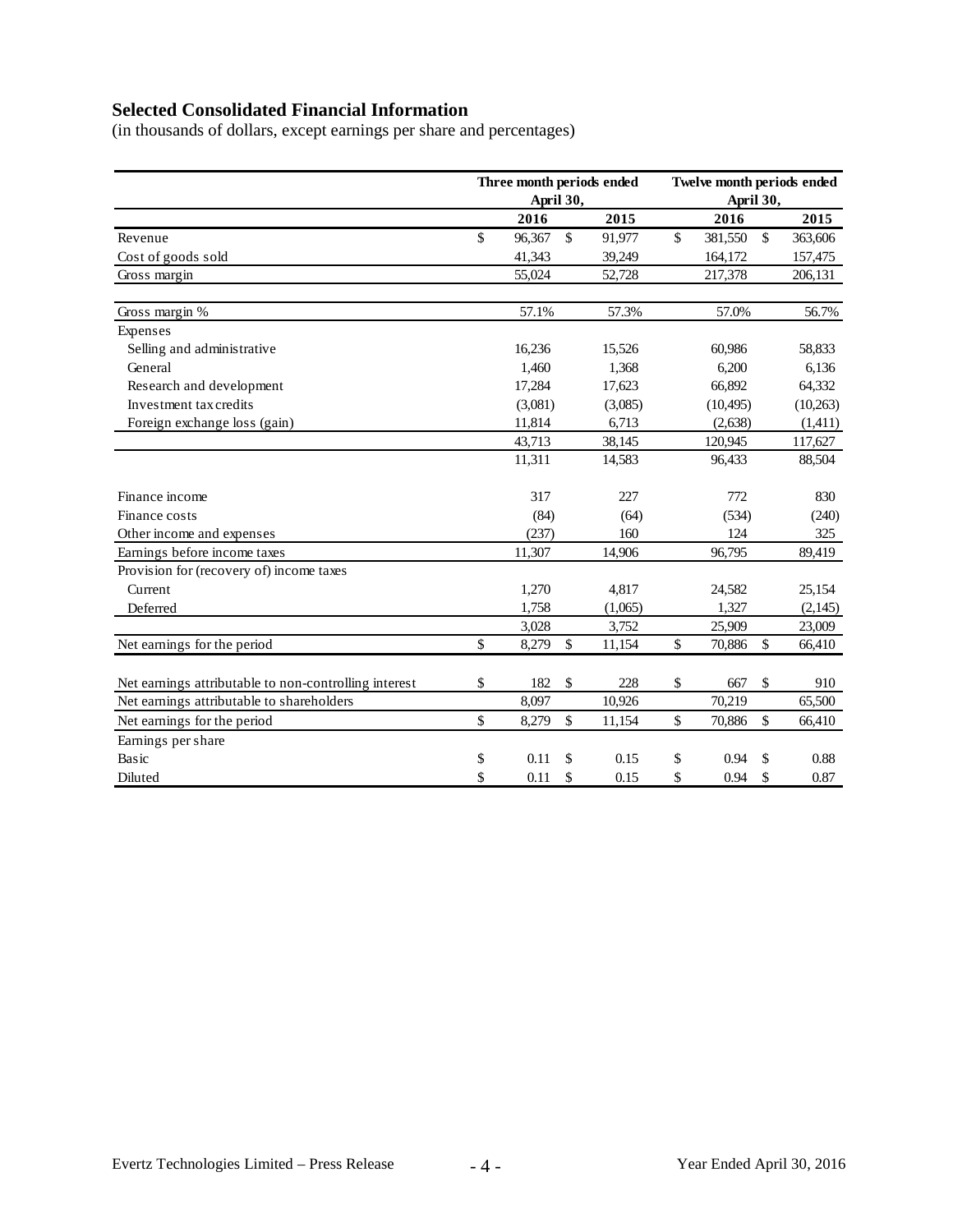## Selected Consolidated Financial Information

(in thousands of dollars, except earnings per share and percentages)

| | Three month periods ended April 30, | | Twelve month periods ended April 30, | |
|---|---|---|---|---|
| | 2016 | 2015 | 2016 | 2015 |
| Revenue | $ 96,367 | $ 91,977 | $ 381,550 | $ 363,606 |
| Cost of goods sold | 41,343 | 39,249 | 164,172 | 157,475 |
| Gross margin | 55,024 | 52,728 | 217,378 | 206,131 |
| | | | | |
| Gross margin % | 57.1% | 57.3% | 57.0% | 56.7% |
| Expenses | | | | |
| Selling and administrative | 16,236 | 15,526 | 60,986 | 58,833 |
| General | 1,460 | 1,368 | 6,200 | 6,136 |
| Research and development | 17,284 | 17,623 | 66,892 | 64,332 |
| Investment tax credits | (3,081) | (3,085) | (10,495) | (10,263) |
| Foreign exchange loss (gain) | 11,814 | 6,713 | (2,638) | (1,411) |
| | 43,713 | 38,145 | 120,945 | 117,627 |
| | 11,311 | 14,583 | 96,433 | 88,504 |
| | | | | |
| Finance income | 317 | 227 | 772 | 830 |
| Finance costs | (84) | (64) | (534) | (240) |
| Other income and expenses | (237) | 160 | 124 | 325 |
| Earnings before income taxes | 11,307 | 14,906 | 96,795 | 89,419 |
| Provision for (recovery of) income taxes | | | | |
| Current | 1,270 | 4,817 | 24,582 | 25,154 |
| Deferred | 1,758 | (1,065) | 1,327 | (2,145) |
| | 3,028 | 3,752 | 25,909 | 23,009 |
| Net earnings for the period | $ 8,279 | $ 11,154 | $ 70,886 | $ 66,410 |
| | | | | |
| Net earnings attributable to non-controlling interest | $ 182 | $ 228 | $ 667 | $ 910 |
| Net earnings attributable to shareholders | 8,097 | 10,926 | 70,219 | 65,500 |
| Net earnings for the period | $ 8,279 | $ 11,154 | $ 70,886 | $ 66,410 |
| Earnings per share | | | | |
| Basic | $ 0.11 | $ 0.15 | $ 0.94 | $ 0.88 |
| Diluted | $ 0.11 | $ 0.15 | $ 0.94 | $ 0.87 |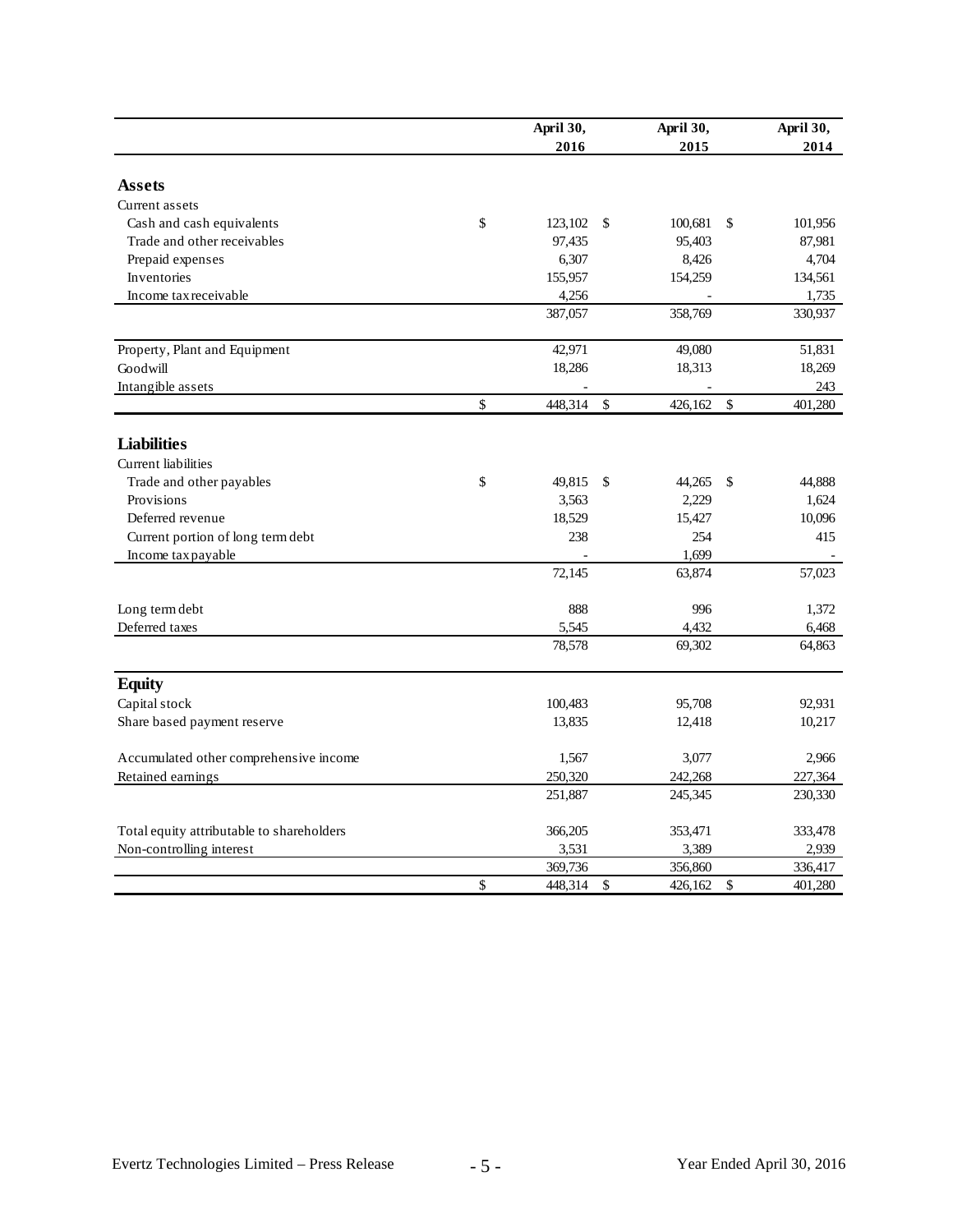| | April 30, 2016 | April 30, 2015 | April 30, 2014 |
|---|---|---|---|
| **Assets** | | | |
| Current assets | | | |
| Cash and cash equivalents | $ 123,102 | $ 100,681 | $ 101,956 |
| Trade and other receivables | 97,435 | 95,403 | 87,981 |
| Prepaid expenses | 6,307 | 8,426 | 4,704 |
| Inventories | 155,957 | 154,259 | 134,561 |
| Income tax receivable | 4,256 | - | 1,735 |
| | 387,057 | 358,769 | 330,937 |
| Property, Plant and Equipment | 42,971 | 49,080 | 51,831 |
| Goodwill | 18,286 | 18,313 | 18,269 |
| Intangible assets | - | - | 243 |
| | $ 448,314 | $ 426,162 | $ 401,280 |
| **Liabilities** | | | |
| Current liabilities | | | |
| Trade and other payables | $ 49,815 | $ 44,265 | $ 44,888 |
| Provisions | 3,563 | 2,229 | 1,624 |
| Deferred revenue | 18,529 | 15,427 | 10,096 |
| Current portion of long term debt | 238 | 254 | 415 |
| Income tax payable | - | 1,699 | - |
| | 72,145 | 63,874 | 57,023 |
| Long term debt | 888 | 996 | 1,372 |
| Deferred taxes | 5,545 | 4,432 | 6,468 |
| | 78,578 | 69,302 | 64,863 |
| **Equity** | | | |
| Capital stock | 100,483 | 95,708 | 92,931 |
| Share based payment reserve | 13,835 | 12,418 | 10,217 |
| Accumulated other comprehensive income | 1,567 | 3,077 | 2,966 |
| Retained earnings | 250,320 | 242,268 | 227,364 |
| | 251,887 | 245,345 | 230,330 |
| Total equity attributable to shareholders | 366,205 | 353,471 | 333,478 |
| Non-controlling interest | 3,531 | 3,389 | 2,939 |
| | 369,736 | 356,860 | 336,417 |
| | $ 448,314 | $ 426,162 | $ 401,280 |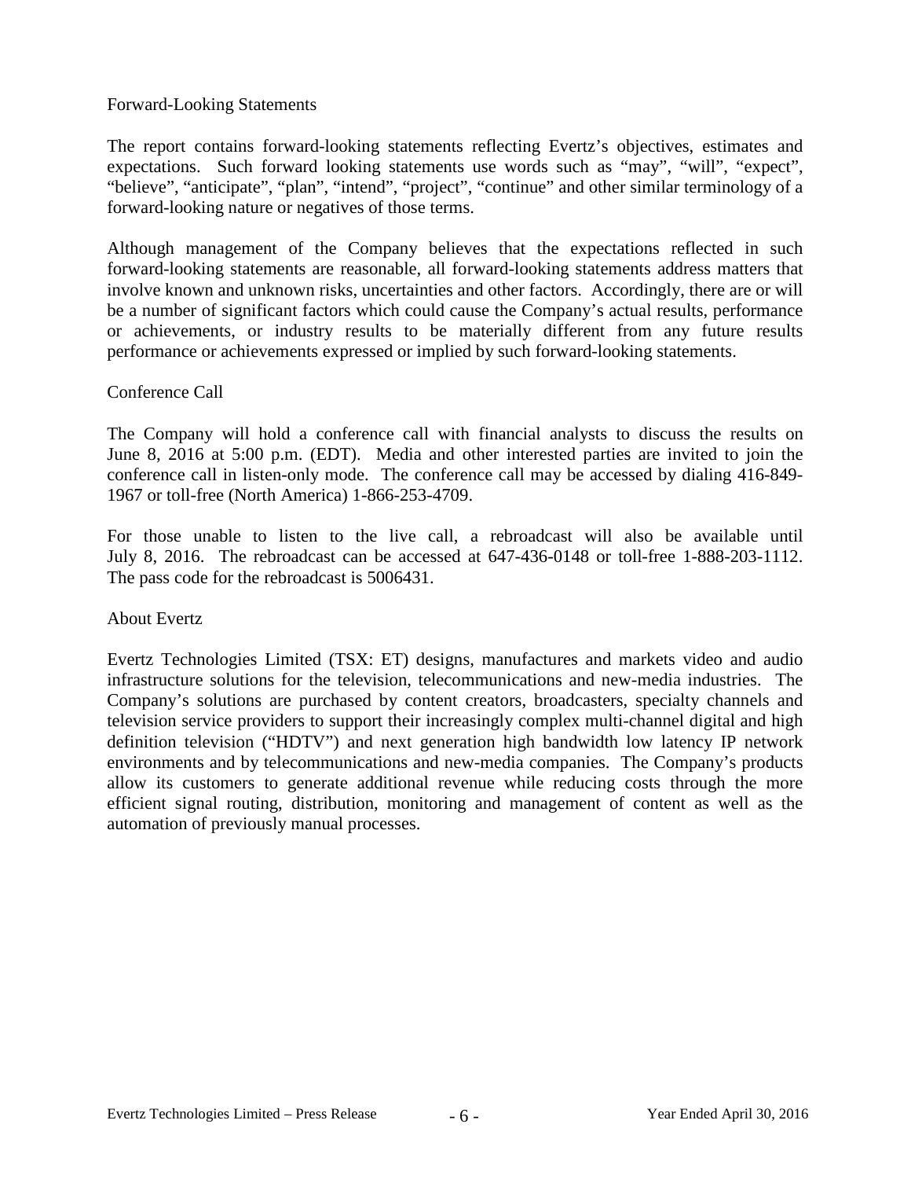## Forward-Looking Statements

The report contains forward-looking statements reflecting Evertz's objectives, estimates and expectations. Such forward looking statements use words such as "may", "will", "expect", "believe", "anticipate", "plan", "intend", "project", "continue" and other similar terminology of a forward-looking nature or negatives of those terms.

Although management of the Company believes that the expectations reflected in such forward-looking statements are reasonable, all forward-looking statements address matters that involve known and unknown risks, uncertainties and other factors. Accordingly, there are or will be a number of significant factors which could cause the Company's actual results, performance or achievements, or industry results to be materially different from any future results performance or achievements expressed or implied by such forward-looking statements.

## Conference Call

The Company will hold a conference call with financial analysts to discuss the results on June 8, 2016 at 5:00 p.m. (EDT). Media and other interested parties are invited to join the conference call in listen-only mode. The conference call may be accessed by dialing 416-849-1967 or toll-free (North America) 1-866-253-4709.

For those unable to listen to the live call, a rebroadcast will also be available until July 8, 2016. The rebroadcast can be accessed at 647-436-0148 or toll-free 1-888-203-1112. The pass code for the rebroadcast is 5006431.

## About Evertz

Evertz Technologies Limited (TSX: ET) designs, manufactures and markets video and audio infrastructure solutions for the television, telecommunications and new-media industries. The Company's solutions are purchased by content creators, broadcasters, specialty channels and television service providers to support their increasingly complex multi-channel digital and high definition television ("HDTV") and next generation high bandwidth low latency IP network environments and by telecommunications and new-media companies. The Company's products allow its customers to generate additional revenue while reducing costs through the more efficient signal routing, distribution, monitoring and management of content as well as the automation of previously manual processes.